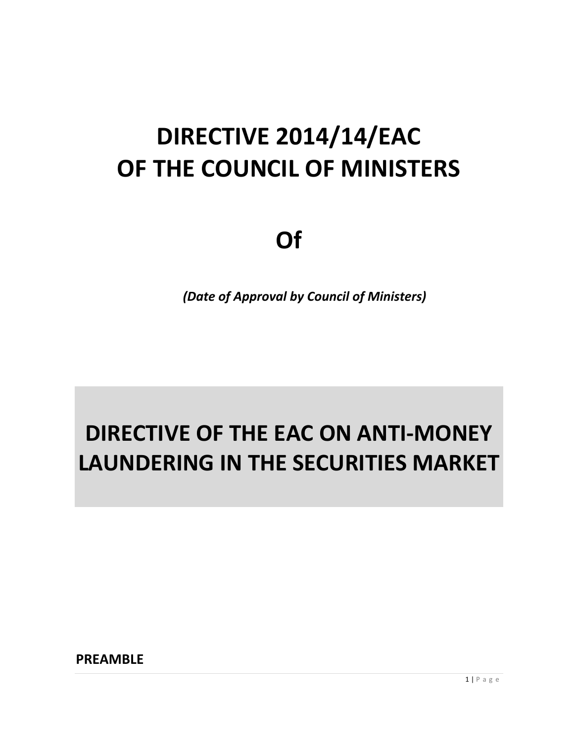# DIRECTIVE 2014/14/EAC
# OF THE COUNCIL OF MINISTERS

# Of

***(Date of Approval by Council of Ministers)***

# DIRECTIVE OF THE EAC ON ANTI-MONEY LAUNDERING IN THE SECURITIES MARKET

**PREAMBLE**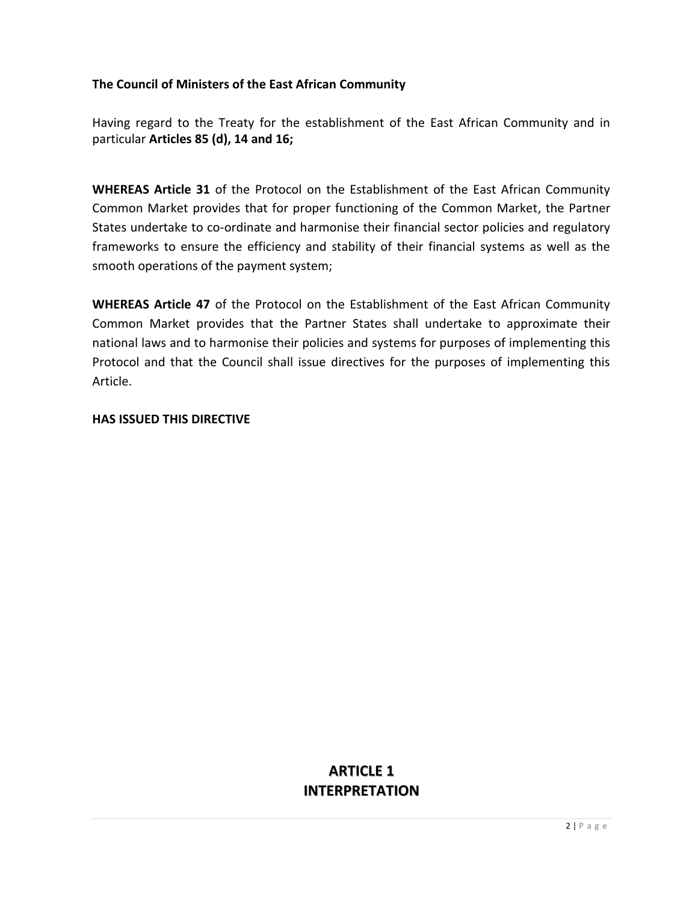**The Council of Ministers of the East African Community**

Having regard to the Treaty for the establishment of the East African Community and in particular **Articles 85 (d), 14 and 16;**

**WHEREAS Article 31** of the Protocol on the Establishment of the East African Community Common Market provides that for proper functioning of the Common Market, the Partner States undertake to co-ordinate and harmonise their financial sector policies and regulatory frameworks to ensure the efficiency and stability of their financial systems as well as the smooth operations of the payment system;

**WHEREAS Article 47** of the Protocol on the Establishment of the East African Community Common Market provides that the Partner States shall undertake to approximate their national laws and to harmonise their policies and systems for purposes of implementing this Protocol and that the Council shall issue directives for the purposes of implementing this Article.

**HAS ISSUED THIS DIRECTIVE**

## ARTICLE 1
## INTERPRETATION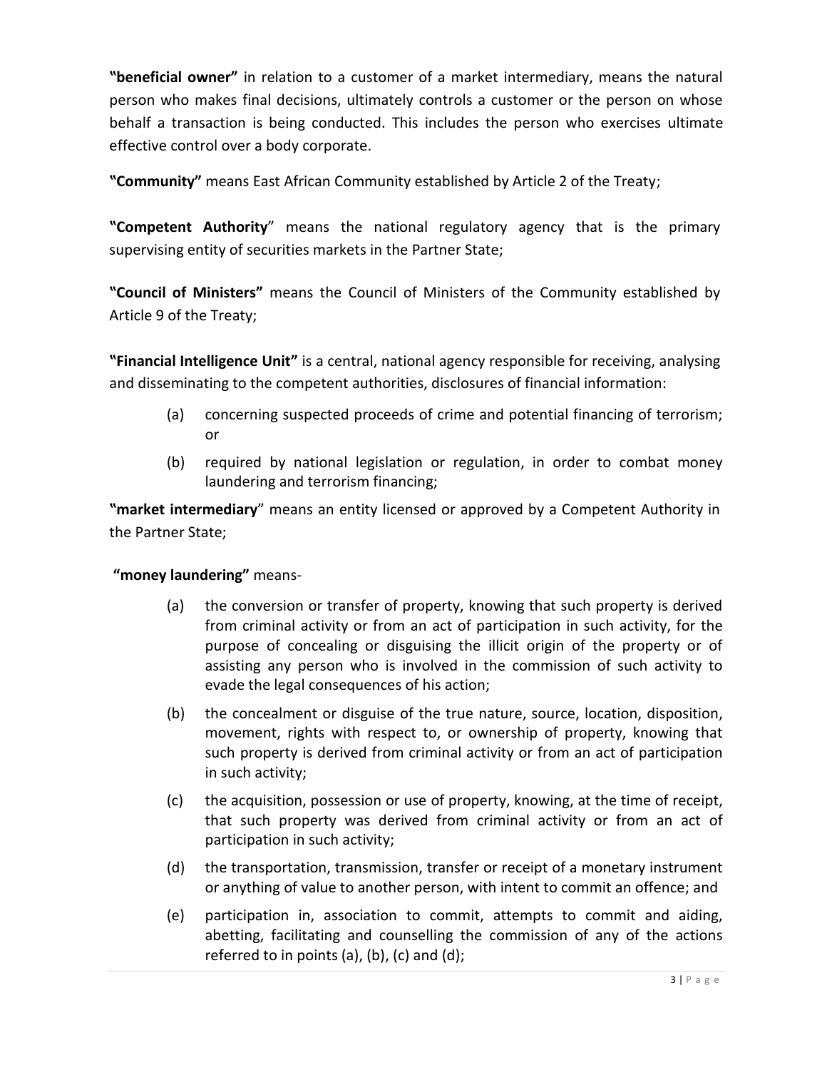**"beneficial owner"** in relation to a customer of a market intermediary, means the natural person who makes final decisions, ultimately controls a customer or the person on whose behalf a transaction is being conducted. This includes the person who exercises ultimate effective control over a body corporate.

**"Community"** means East African Community established by Article 2 of the Treaty;

**"Competent Authority**" means the national regulatory agency that is the primary supervising entity of securities markets in the Partner State;

**"Council of Ministers"** means the Council of Ministers of the Community established by Article 9 of the Treaty;

**"Financial Intelligence Unit"** is a central, national agency responsible for receiving, analysing and disseminating to the competent authorities, disclosures of financial information:

(a) concerning suspected proceeds of crime and potential financing of terrorism; or

(b) required by national legislation or regulation, in order to combat money laundering and terrorism financing;

**"market intermediary**" means an entity licensed or approved by a Competent Authority in the Partner State;

**"money laundering"** means-

(a) the conversion or transfer of property, knowing that such property is derived from criminal activity or from an act of participation in such activity, for the purpose of concealing or disguising the illicit origin of the property or of assisting any person who is involved in the commission of such activity to evade the legal consequences of his action;

(b) the concealment or disguise of the true nature, source, location, disposition, movement, rights with respect to, or ownership of property, knowing that such property is derived from criminal activity or from an act of participation in such activity;

(c) the acquisition, possession or use of property, knowing, at the time of receipt, that such property was derived from criminal activity or from an act of participation in such activity;

(d) the transportation, transmission, transfer or receipt of a monetary instrument or anything of value to another person, with intent to commit an offence; and

(e) participation in, association to commit, attempts to commit and aiding, abetting, facilitating and counselling the commission of any of the actions referred to in points (a), (b), (c) and (d);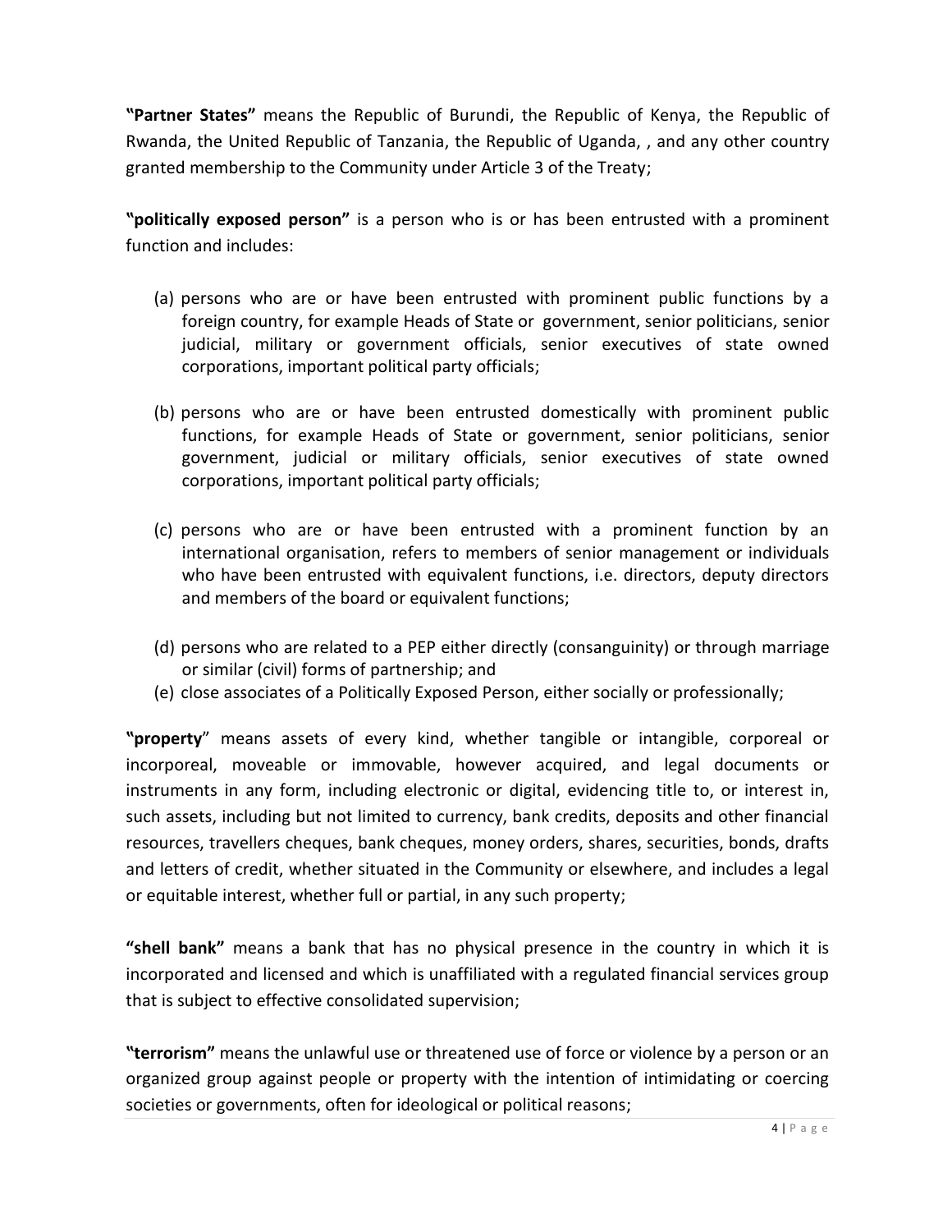**"Partner States"** means the Republic of Burundi, the Republic of Kenya, the Republic of Rwanda, the United Republic of Tanzania, the Republic of Uganda, , and any other country granted membership to the Community under Article 3 of the Treaty;

**"politically exposed person"** is a person who is or has been entrusted with a prominent function and includes:

(a) persons who are or have been entrusted with prominent public functions by a foreign country, for example Heads of State or government, senior politicians, senior judicial, military or government officials, senior executives of state owned corporations, important political party officials;

(b) persons who are or have been entrusted domestically with prominent public functions, for example Heads of State or government, senior politicians, senior government, judicial or military officials, senior executives of state owned corporations, important political party officials;

(c) persons who are or have been entrusted with a prominent function by an international organisation, refers to members of senior management or individuals who have been entrusted with equivalent functions, i.e. directors, deputy directors and members of the board or equivalent functions;

(d) persons who are related to a PEP either directly (consanguinity) or through marriage or similar (civil) forms of partnership; and

(e) close associates of a Politically Exposed Person, either socially or professionally;

**"property"** means assets of every kind, whether tangible or intangible, corporeal or incorporeal, moveable or immovable, however acquired, and legal documents or instruments in any form, including electronic or digital, evidencing title to, or interest in, such assets, including but not limited to currency, bank credits, deposits and other financial resources, travellers cheques, bank cheques, money orders, shares, securities, bonds, drafts and letters of credit, whether situated in the Community or elsewhere, and includes a legal or equitable interest, whether full or partial, in any such property;

**"shell bank"** means a bank that has no physical presence in the country in which it is incorporated and licensed and which is unaffiliated with a regulated financial services group that is subject to effective consolidated supervision;

**"terrorism"** means the unlawful use or threatened use of force or violence by a person or an organized group against people or property with the intention of intimidating or coercing societies or governments, often for ideological or political reasons;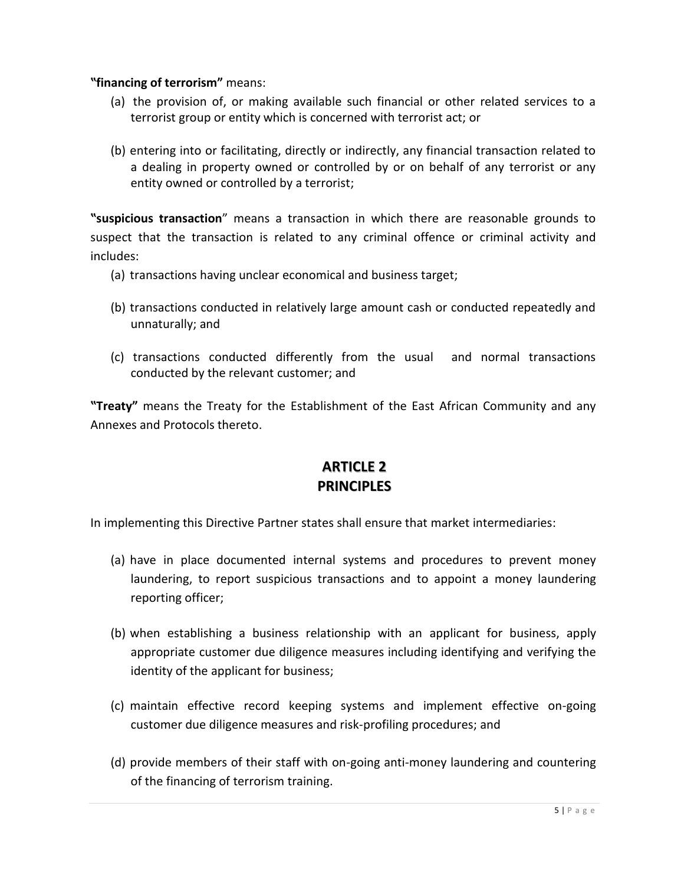**"financing of terrorism"** means:

(a) the provision of, or making available such financial or other related services to a terrorist group or entity which is concerned with terrorist act; or

(b) entering into or facilitating, directly or indirectly, any financial transaction related to a dealing in property owned or controlled by or on behalf of any terrorist or any entity owned or controlled by a terrorist;

**"suspicious transaction**" means a transaction in which there are reasonable grounds to suspect that the transaction is related to any criminal offence or criminal activity and includes:

(a) transactions having unclear economical and business target;

(b) transactions conducted in relatively large amount cash or conducted repeatedly and unnaturally; and

(c) transactions conducted differently from the usual and normal transactions conducted by the relevant customer; and

**"Treaty"** means the Treaty for the Establishment of the East African Community and any Annexes and Protocols thereto.

## ARTICLE 2
## PRINCIPLES

In implementing this Directive Partner states shall ensure that market intermediaries:

(a) have in place documented internal systems and procedures to prevent money laundering, to report suspicious transactions and to appoint a money laundering reporting officer;

(b) when establishing a business relationship with an applicant for business, apply appropriate customer due diligence measures including identifying and verifying the identity of the applicant for business;

(c) maintain effective record keeping systems and implement effective on-going customer due diligence measures and risk-profiling procedures; and

(d) provide members of their staff with on-going anti-money laundering and countering of the financing of terrorism training.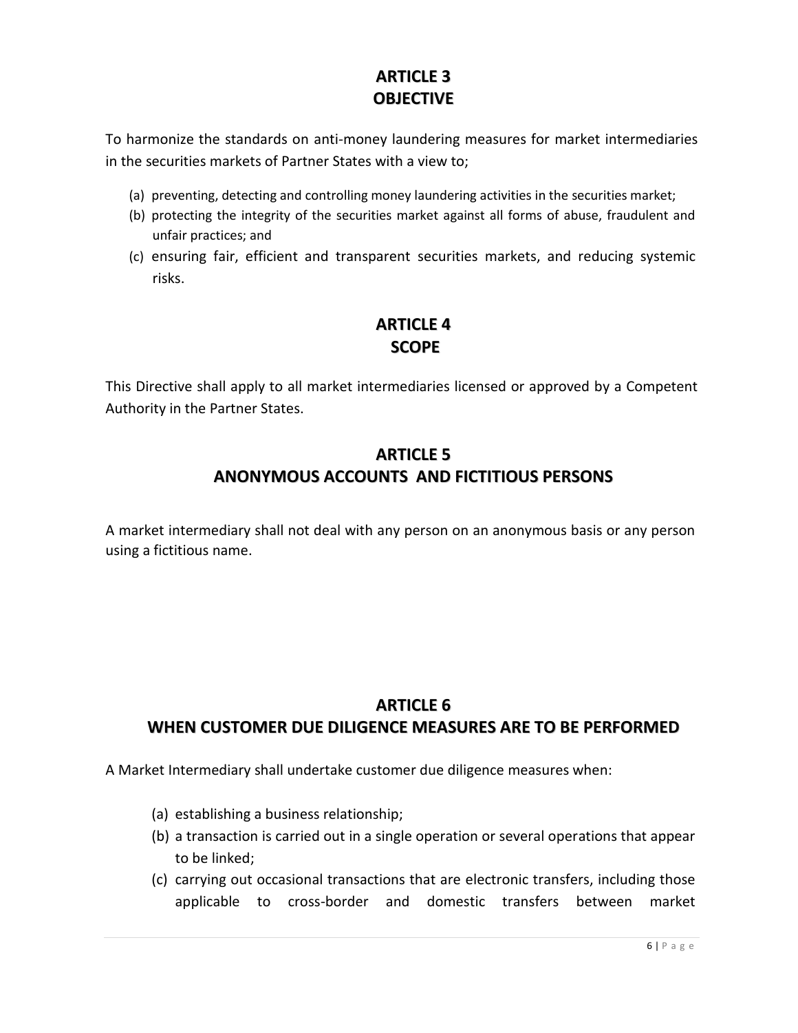## ARTICLE 3
## OBJECTIVE

To harmonize the standards on anti-money laundering measures for market intermediaries in the securities markets of Partner States with a view to;

(a) preventing, detecting and controlling money laundering activities in the securities market;
(b) protecting the integrity of the securities market against all forms of abuse, fraudulent and unfair practices; and
(c) ensuring fair, efficient and transparent securities markets, and reducing systemic risks.

## ARTICLE 4
## SCOPE

This Directive shall apply to all market intermediaries licensed or approved by a Competent Authority in the Partner States.

## ARTICLE 5
## ANONYMOUS ACCOUNTS AND FICTITIOUS PERSONS

A market intermediary shall not deal with any person on an anonymous basis or any person using a fictitious name.

## ARTICLE 6
## WHEN CUSTOMER DUE DILIGENCE MEASURES ARE TO BE PERFORMED

A Market Intermediary shall undertake customer due diligence measures when:

(a) establishing a business relationship;
(b) a transaction is carried out in a single operation or several operations that appear to be linked;
(c) carrying out occasional transactions that are electronic transfers, including those applicable to cross-border and domestic transfers between market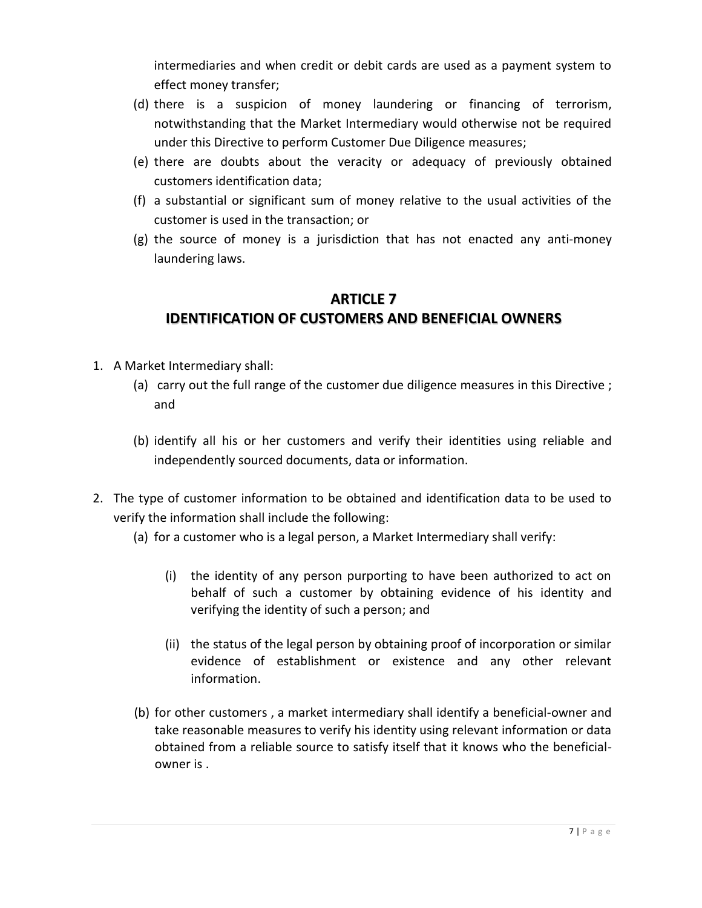intermediaries and when credit or debit cards are used as a payment system to effect money transfer;

(d) there is a suspicion of money laundering or financing of terrorism, notwithstanding that the Market Intermediary would otherwise not be required under this Directive to perform Customer Due Diligence measures;

(e) there are doubts about the veracity or adequacy of previously obtained customers identification data;

(f) a substantial or significant sum of money relative to the usual activities of the customer is used in the transaction; or

(g) the source of money is a jurisdiction that has not enacted any anti-money laundering laws.

## ARTICLE 7
## IDENTIFICATION OF CUSTOMERS AND BENEFICIAL OWNERS

1. A Market Intermediary shall:

   (a) carry out the full range of the customer due diligence measures in this Directive ; and

   (b) identify all his or her customers and verify their identities using reliable and independently sourced documents, data or information.

2. The type of customer information to be obtained and identification data to be used to verify the information shall include the following:

   (a) for a customer who is a legal person, a Market Intermediary shall verify:

      (i) the identity of any person purporting to have been authorized to act on behalf of such a customer by obtaining evidence of his identity and verifying the identity of such a person; and

      (ii) the status of the legal person by obtaining proof of incorporation or similar evidence of establishment or existence and any other relevant information.

   (b) for other customers , a market intermediary shall identify a beneficial-owner and take reasonable measures to verify his identity using relevant information or data obtained from a reliable source to satisfy itself that it knows who the beneficial-owner is .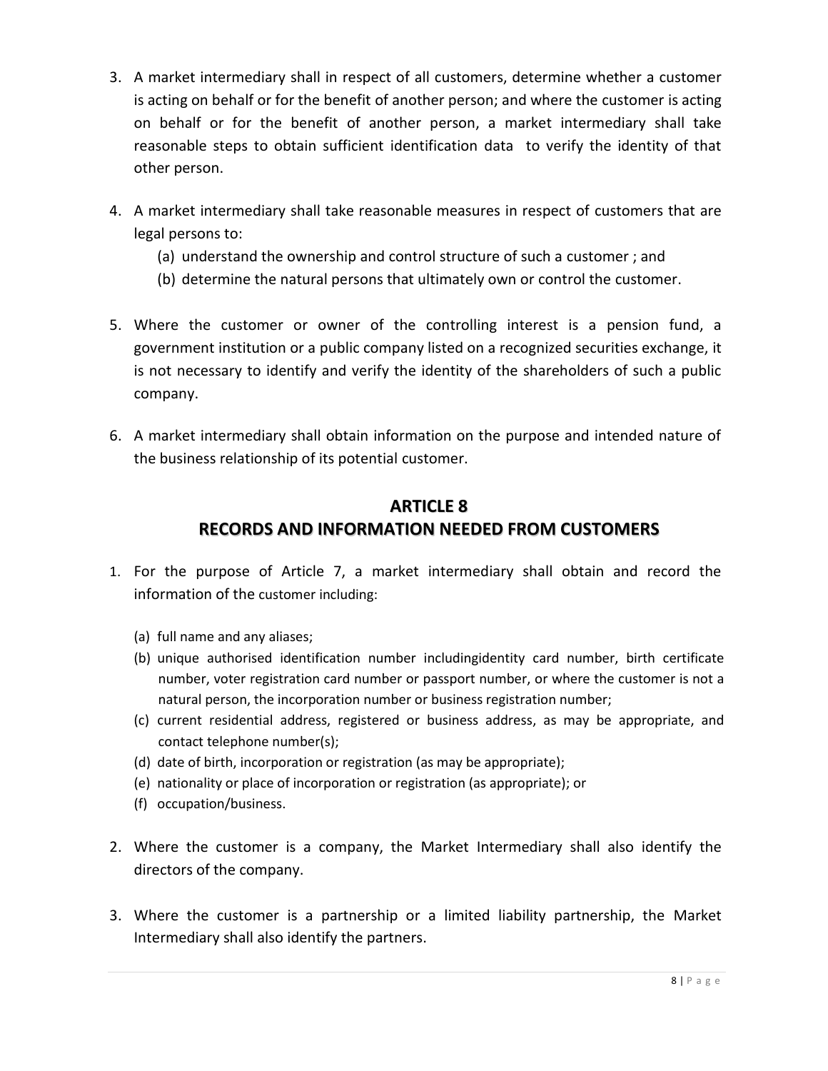3. A market intermediary shall in respect of all customers, determine whether a customer is acting on behalf or for the benefit of another person; and where the customer is acting on behalf or for the benefit of another person, a market intermediary shall take reasonable steps to obtain sufficient identification data to verify the identity of that other person.

4. A market intermediary shall take reasonable measures in respect of customers that are legal persons to:
   (a) understand the ownership and control structure of such a customer ; and
   (b) determine the natural persons that ultimately own or control the customer.

5. Where the customer or owner of the controlling interest is a pension fund, a government institution or a public company listed on a recognized securities exchange, it is not necessary to identify and verify the identity of the shareholders of such a public company.

6. A market intermediary shall obtain information on the purpose and intended nature of the business relationship of its potential customer.

## ARTICLE 8
## RECORDS AND INFORMATION NEEDED FROM CUSTOMERS

1. For the purpose of Article 7, a market intermediary shall obtain and record the information of the customer including:
   (a) full name and any aliases;
   (b) unique authorised identification number includingidentity card number, birth certificate number, voter registration card number or passport number, or where the customer is not a natural person, the incorporation number or business registration number;
   (c) current residential address, registered or business address, as may be appropriate, and contact telephone number(s);
   (d) date of birth, incorporation or registration (as may be appropriate);
   (e) nationality or place of incorporation or registration (as appropriate); or
   (f) occupation/business.

2. Where the customer is a company, the Market Intermediary shall also identify the directors of the company.

3. Where the customer is a partnership or a limited liability partnership, the Market Intermediary shall also identify the partners.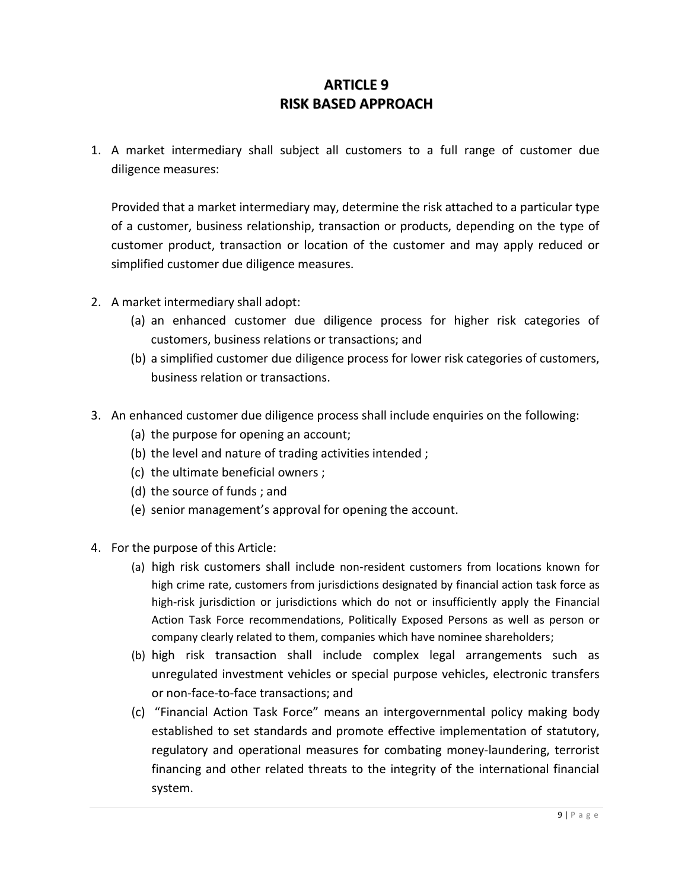# ARTICLE 9
# RISK BASED APPROACH

1. A market intermediary shall subject all customers to a full range of customer due diligence measures:

   Provided that a market intermediary may, determine the risk attached to a particular type of a customer, business relationship, transaction or products, depending on the type of customer product, transaction or location of the customer and may apply reduced or simplified customer due diligence measures.

2. A market intermediary shall adopt:
   (a) an enhanced customer due diligence process for higher risk categories of customers, business relations or transactions; and
   (b) a simplified customer due diligence process for lower risk categories of customers, business relation or transactions.

3. An enhanced customer due diligence process shall include enquiries on the following:
   (a) the purpose for opening an account;
   (b) the level and nature of trading activities intended ;
   (c) the ultimate beneficial owners ;
   (d) the source of funds ; and
   (e) senior management's approval for opening the account.

4. For the purpose of this Article:
   (a) high risk customers shall include non-resident customers from locations known for high crime rate, customers from jurisdictions designated by financial action task force as high-risk jurisdiction or jurisdictions which do not or insufficiently apply the Financial Action Task Force recommendations, Politically Exposed Persons as well as person or company clearly related to them, companies which have nominee shareholders;
   (b) high risk transaction shall include complex legal arrangements such as unregulated investment vehicles or special purpose vehicles, electronic transfers or non-face-to-face transactions; and
   (c) "Financial Action Task Force" means an intergovernmental policy making body established to set standards and promote effective implementation of statutory, regulatory and operational measures for combating money-laundering, terrorist financing and other related threats to the integrity of the international financial system.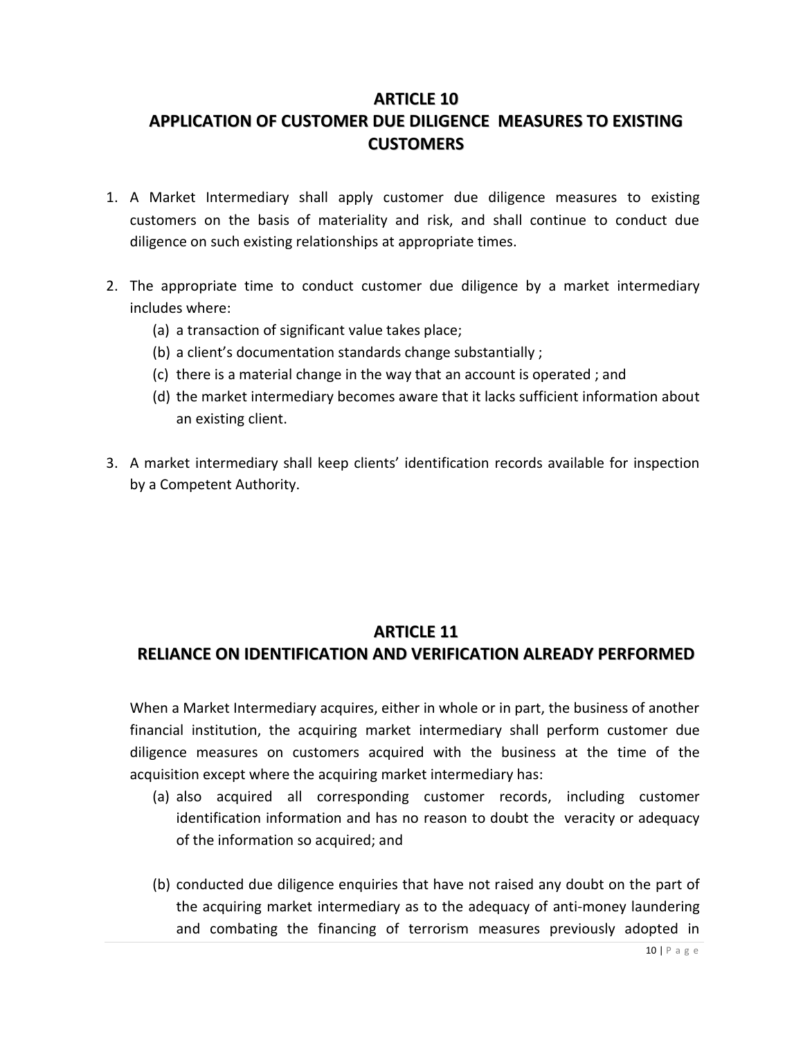## ARTICLE 10
## APPLICATION OF CUSTOMER DUE DILIGENCE MEASURES TO EXISTING CUSTOMERS

1. A Market Intermediary shall apply customer due diligence measures to existing customers on the basis of materiality and risk, and shall continue to conduct due diligence on such existing relationships at appropriate times.

2. The appropriate time to conduct customer due diligence by a market intermediary includes where:
   (a) a transaction of significant value takes place;
   (b) a client's documentation standards change substantially ;
   (c) there is a material change in the way that an account is operated ; and
   (d) the market intermediary becomes aware that it lacks sufficient information about an existing client.

3. A market intermediary shall keep clients' identification records available for inspection by a Competent Authority.

## ARTICLE 11
## RELIANCE ON IDENTIFICATION AND VERIFICATION ALREADY PERFORMED

When a Market Intermediary acquires, either in whole or in part, the business of another financial institution, the acquiring market intermediary shall perform customer due diligence measures on customers acquired with the business at the time of the acquisition except where the acquiring market intermediary has:

(a) also acquired all corresponding customer records, including customer identification information and has no reason to doubt the veracity or adequacy of the information so acquired; and

(b) conducted due diligence enquiries that have not raised any doubt on the part of the acquiring market intermediary as to the adequacy of anti-money laundering and combating the financing of terrorism measures previously adopted in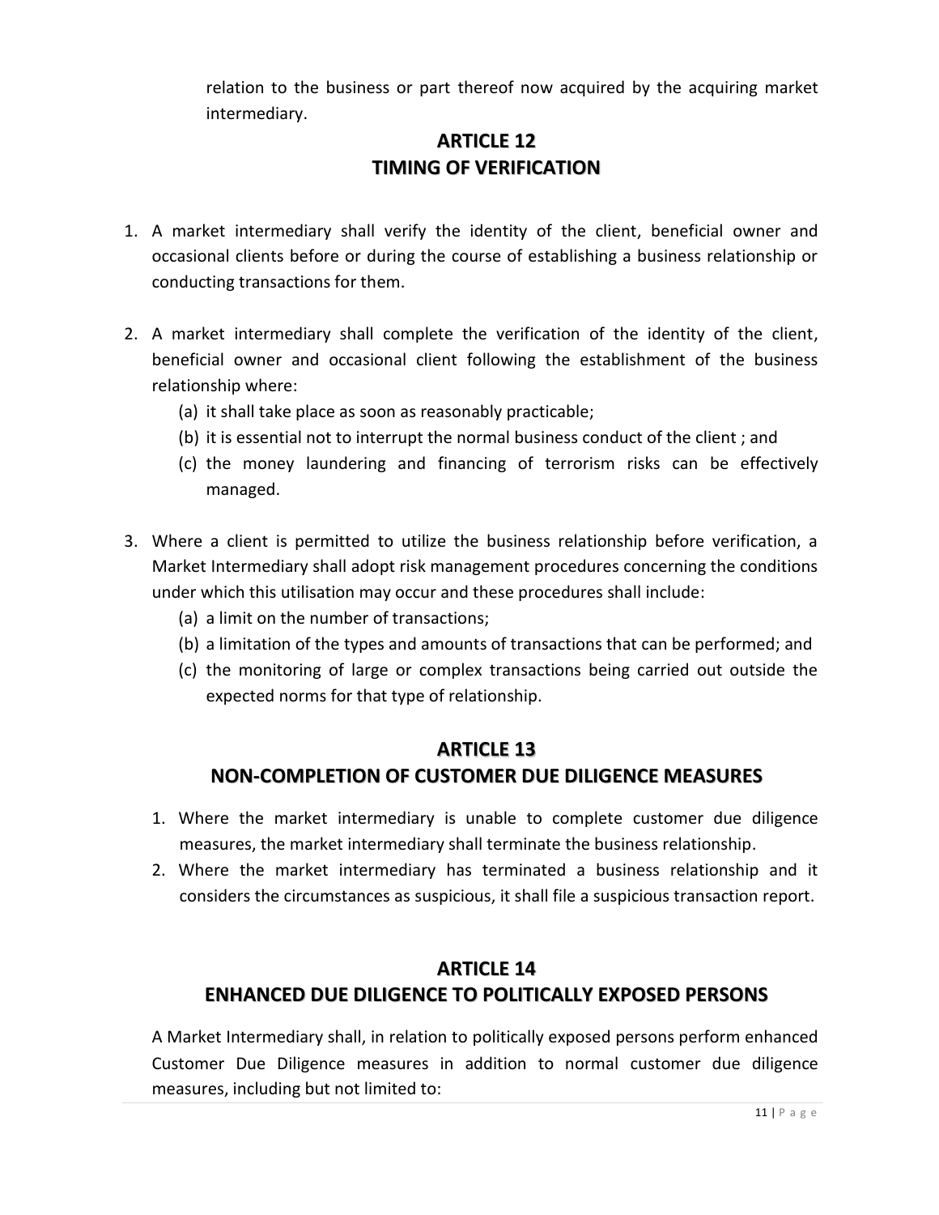relation to the business or part thereof now acquired by the acquiring market intermediary.

## ARTICLE 12
## TIMING OF VERIFICATION

1. A market intermediary shall verify the identity of the client, beneficial owner and occasional clients before or during the course of establishing a business relationship or conducting transactions for them.

2. A market intermediary shall complete the verification of the identity of the client, beneficial owner and occasional client following the establishment of the business relationship where:
   (a) it shall take place as soon as reasonably practicable;
   (b) it is essential not to interrupt the normal business conduct of the client ; and
   (c) the money laundering and financing of terrorism risks can be effectively managed.

3. Where a client is permitted to utilize the business relationship before verification, a Market Intermediary shall adopt risk management procedures concerning the conditions under which this utilisation may occur and these procedures shall include:
   (a) a limit on the number of transactions;
   (b) a limitation of the types and amounts of transactions that can be performed; and
   (c) the monitoring of large or complex transactions being carried out outside the expected norms for that type of relationship.

## ARTICLE 13
## NON-COMPLETION OF CUSTOMER DUE DILIGENCE MEASURES

1. Where the market intermediary is unable to complete customer due diligence measures, the market intermediary shall terminate the business relationship.
2. Where the market intermediary has terminated a business relationship and it considers the circumstances as suspicious, it shall file a suspicious transaction report.

## ARTICLE 14
## ENHANCED DUE DILIGENCE TO POLITICALLY EXPOSED PERSONS

A Market Intermediary shall, in relation to politically exposed persons perform enhanced Customer Due Diligence measures in addition to normal customer due diligence measures, including but not limited to: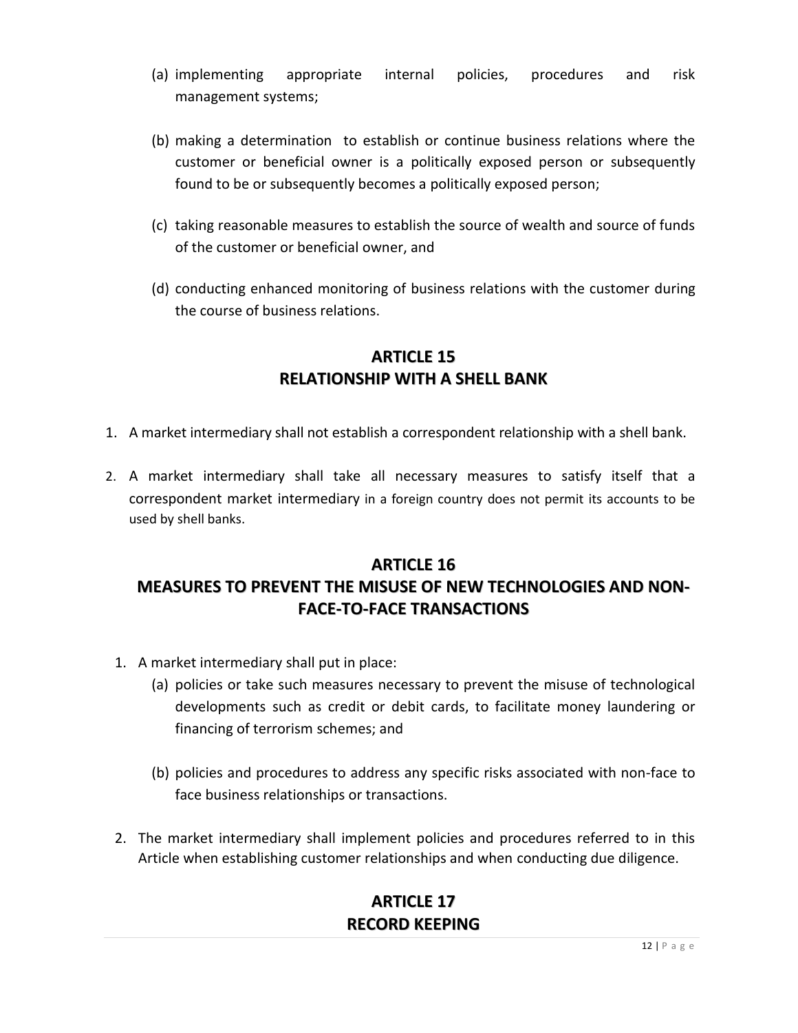(a) implementing appropriate internal policies, procedures and risk management systems;

(b) making a determination  to establish or continue business relations where the customer or beneficial owner is a politically exposed person or subsequently found to be or subsequently becomes a politically exposed person;

(c) taking reasonable measures to establish the source of wealth and source of funds of the customer or beneficial owner, and

(d) conducting enhanced monitoring of business relations with the customer during the course of business relations.

## ARTICLE 15
## RELATIONSHIP WITH A SHELL BANK

1. A market intermediary shall not establish a correspondent relationship with a shell bank.

2. A market intermediary shall take all necessary measures to satisfy itself that a correspondent market intermediary in a foreign country does not permit its accounts to be used by shell banks.

## ARTICLE 16
## MEASURES TO PREVENT THE MISUSE OF NEW TECHNOLOGIES AND NON-FACE-TO-FACE TRANSACTIONS

1. A market intermediary shall put in place:
   (a) policies or take such measures necessary to prevent the misuse of technological developments such as credit or debit cards, to facilitate money laundering or financing of terrorism schemes; and

   (b) policies and procedures to address any specific risks associated with non-face to face business relationships or transactions.

2. The market intermediary shall implement policies and procedures referred to in this Article when establishing customer relationships and when conducting due diligence.

## ARTICLE 17
## RECORD KEEPING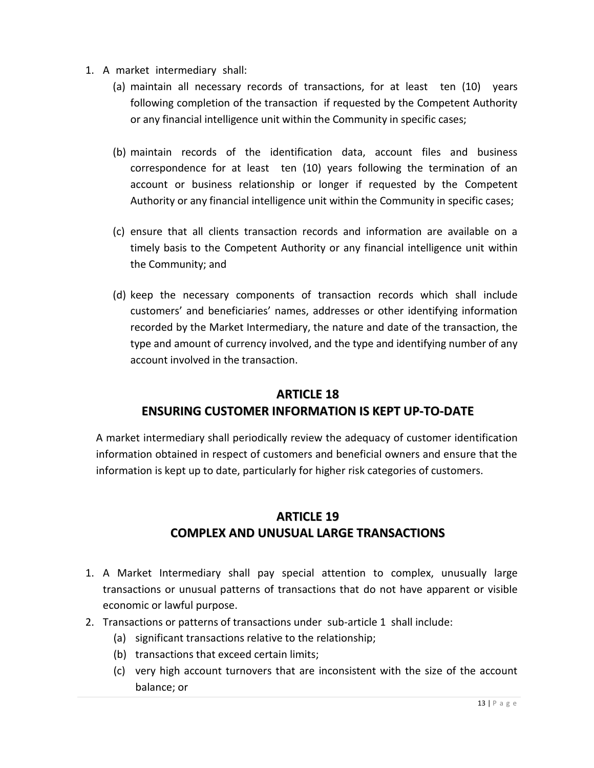1. A market intermediary shall:
    (a) maintain all necessary records of transactions, for at least ten (10) years following completion of the transaction if requested by the Competent Authority or any financial intelligence unit within the Community in specific cases;

    (b) maintain records of the identification data, account files and business correspondence for at least ten (10) years following the termination of an account or business relationship or longer if requested by the Competent Authority or any financial intelligence unit within the Community in specific cases;

    (c) ensure that all clients transaction records and information are available on a timely basis to the Competent Authority or any financial intelligence unit within the Community; and

    (d) keep the necessary components of transaction records which shall include customers' and beneficiaries' names, addresses or other identifying information recorded by the Market Intermediary, the nature and date of the transaction, the type and amount of currency involved, and the type and identifying number of any account involved in the transaction.

## ARTICLE 18
## ENSURING CUSTOMER INFORMATION IS KEPT UP-TO-DATE

A market intermediary shall periodically review the adequacy of customer identification information obtained in respect of customers and beneficial owners and ensure that the information is kept up to date, particularly for higher risk categories of customers.

## ARTICLE 19
## COMPLEX AND UNUSUAL LARGE TRANSACTIONS

1. A Market Intermediary shall pay special attention to complex, unusually large transactions or unusual patterns of transactions that do not have apparent or visible economic or lawful purpose.
2. Transactions or patterns of transactions under sub-article 1 shall include:
    (a) significant transactions relative to the relationship;
    (b) transactions that exceed certain limits;
    (c) very high account turnovers that are inconsistent with the size of the account balance; or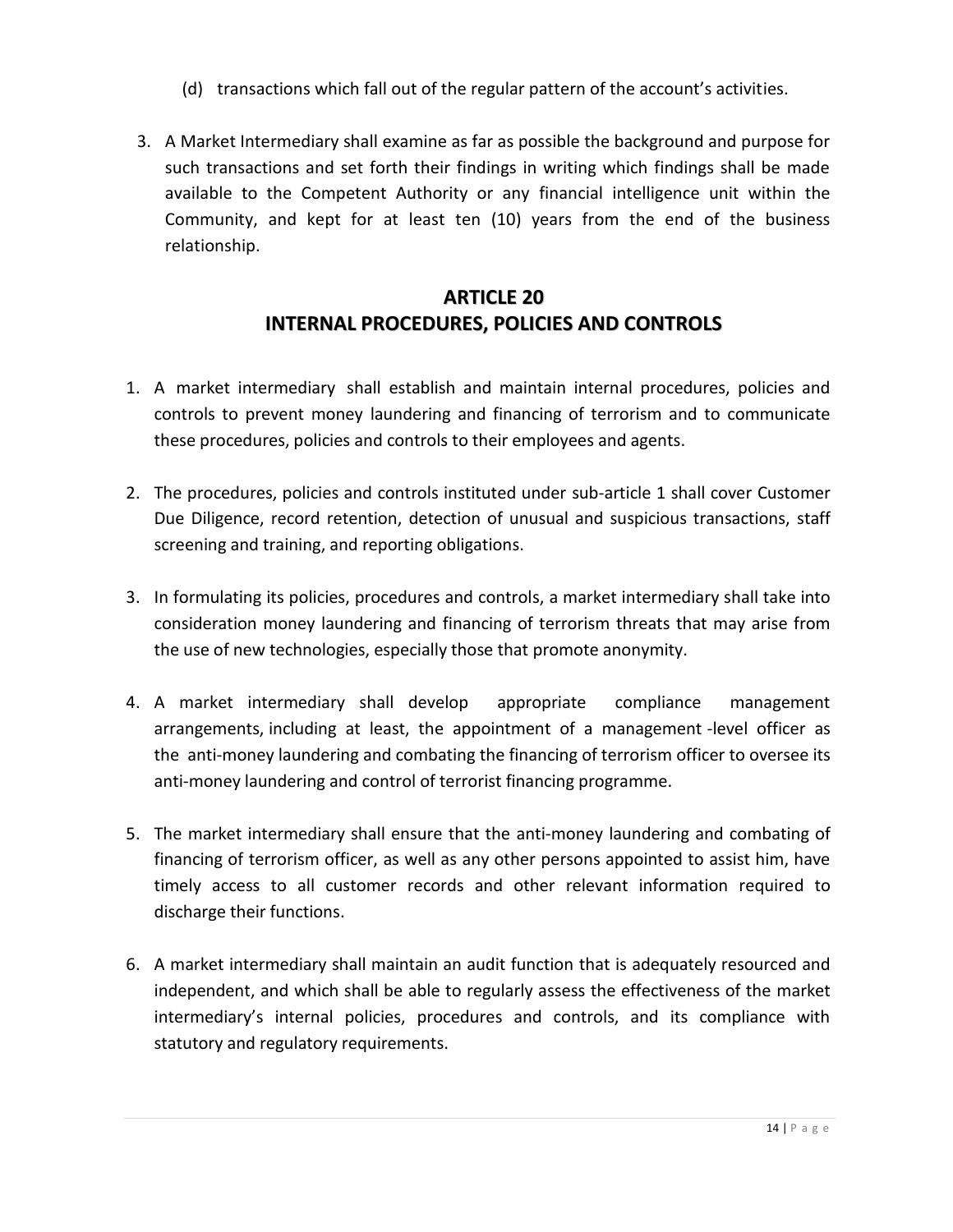(d) transactions which fall out of the regular pattern of the account's activities.

3. A Market Intermediary shall examine as far as possible the background and purpose for such transactions and set forth their findings in writing which findings shall be made available to the Competent Authority or any financial intelligence unit within the Community, and kept for at least ten (10) years from the end of the business relationship.

## ARTICLE 20
## INTERNAL PROCEDURES, POLICIES AND CONTROLS

1. A market intermediary shall establish and maintain internal procedures, policies and controls to prevent money laundering and financing of terrorism and to communicate these procedures, policies and controls to their employees and agents.

2. The procedures, policies and controls instituted under sub-article 1 shall cover Customer Due Diligence, record retention, detection of unusual and suspicious transactions, staff screening and training, and reporting obligations.

3. In formulating its policies, procedures and controls, a market intermediary shall take into consideration money laundering and financing of terrorism threats that may arise from the use of new technologies, especially those that promote anonymity.

4. A market intermediary shall develop appropriate compliance management arrangements, including at least, the appointment of a management -level officer as the anti-money laundering and combating the financing of terrorism officer to oversee its anti-money laundering and control of terrorist financing programme.

5. The market intermediary shall ensure that the anti-money laundering and combating of financing of terrorism officer, as well as any other persons appointed to assist him, have timely access to all customer records and other relevant information required to discharge their functions.

6. A market intermediary shall maintain an audit function that is adequately resourced and independent, and which shall be able to regularly assess the effectiveness of the market intermediary's internal policies, procedures and controls, and its compliance with statutory and regulatory requirements.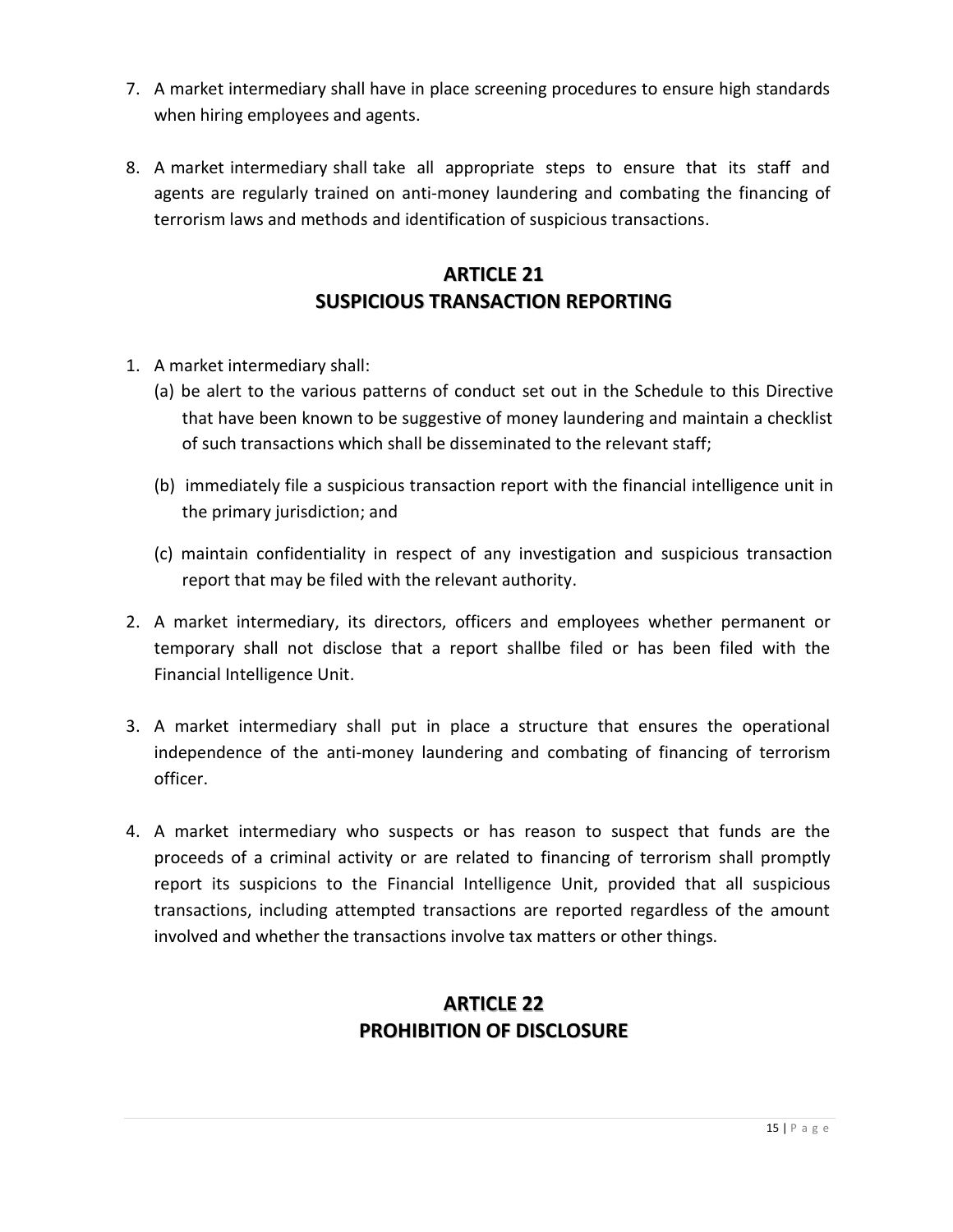7. A market intermediary shall have in place screening procedures to ensure high standards when hiring employees and agents.

8. A market intermediary shall take all appropriate steps to ensure that its staff and agents are regularly trained on anti-money laundering and combating the financing of terrorism laws and methods and identification of suspicious transactions.

## ARTICLE 21
## SUSPICIOUS TRANSACTION REPORTING

1. A market intermediary shall:
   (a) be alert to the various patterns of conduct set out in the Schedule to this Directive that have been known to be suggestive of money laundering and maintain a checklist of such transactions which shall be disseminated to the relevant staff;

   (b) immediately file a suspicious transaction report with the financial intelligence unit in the primary jurisdiction; and

   (c) maintain confidentiality in respect of any investigation and suspicious transaction report that may be filed with the relevant authority.

2. A market intermediary, its directors, officers and employees whether permanent or temporary shall not disclose that a report shallbe filed or has been filed with the Financial Intelligence Unit.

3. A market intermediary shall put in place a structure that ensures the operational independence of the anti-money laundering and combating of financing of terrorism officer.

4. A market intermediary who suspects or has reason to suspect that funds are the proceeds of a criminal activity or are related to financing of terrorism shall promptly report its suspicions to the Financial Intelligence Unit, provided that all suspicious transactions, including attempted transactions are reported regardless of the amount involved and whether the transactions involve tax matters or other things.

## ARTICLE 22
## PROHIBITION OF DISCLOSURE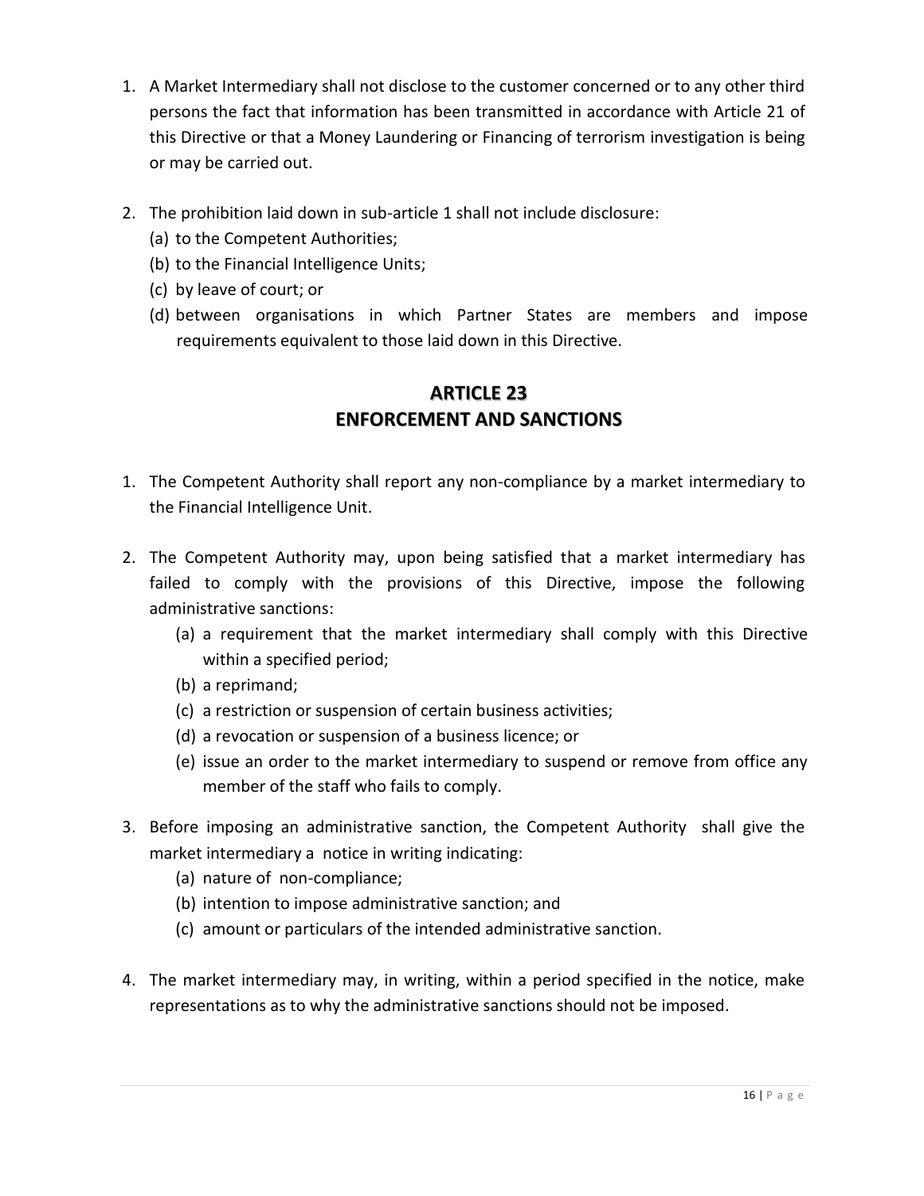1. A Market Intermediary shall not disclose to the customer concerned or to any other third persons the fact that information has been transmitted in accordance with Article 21 of this Directive or that a Money Laundering or Financing of terrorism investigation is being or may be carried out.

2. The prohibition laid down in sub-article 1 shall not include disclosure:
   (a) to the Competent Authorities;
   (b) to the Financial Intelligence Units;
   (c) by leave of court; or
   (d) between organisations in which Partner States are members and impose requirements equivalent to those laid down in this Directive.

## ARTICLE 23
## ENFORCEMENT AND SANCTIONS

1. The Competent Authority shall report any non-compliance by a market intermediary to the Financial Intelligence Unit.

2. The Competent Authority may, upon being satisfied that a market intermediary has failed to comply with the provisions of this Directive, impose the following administrative sanctions:
   (a) a requirement that the market intermediary shall comply with this Directive within a specified period;
   (b) a reprimand;
   (c) a restriction or suspension of certain business activities;
   (d) a revocation or suspension of a business licence; or
   (e) issue an order to the market intermediary to suspend or remove from office any member of the staff who fails to comply.

3. Before imposing an administrative sanction, the Competent Authority shall give the market intermediary a notice in writing indicating:
   (a) nature of non-compliance;
   (b) intention to impose administrative sanction; and
   (c) amount or particulars of the intended administrative sanction.

4. The market intermediary may, in writing, within a period specified in the notice, make representations as to why the administrative sanctions should not be imposed.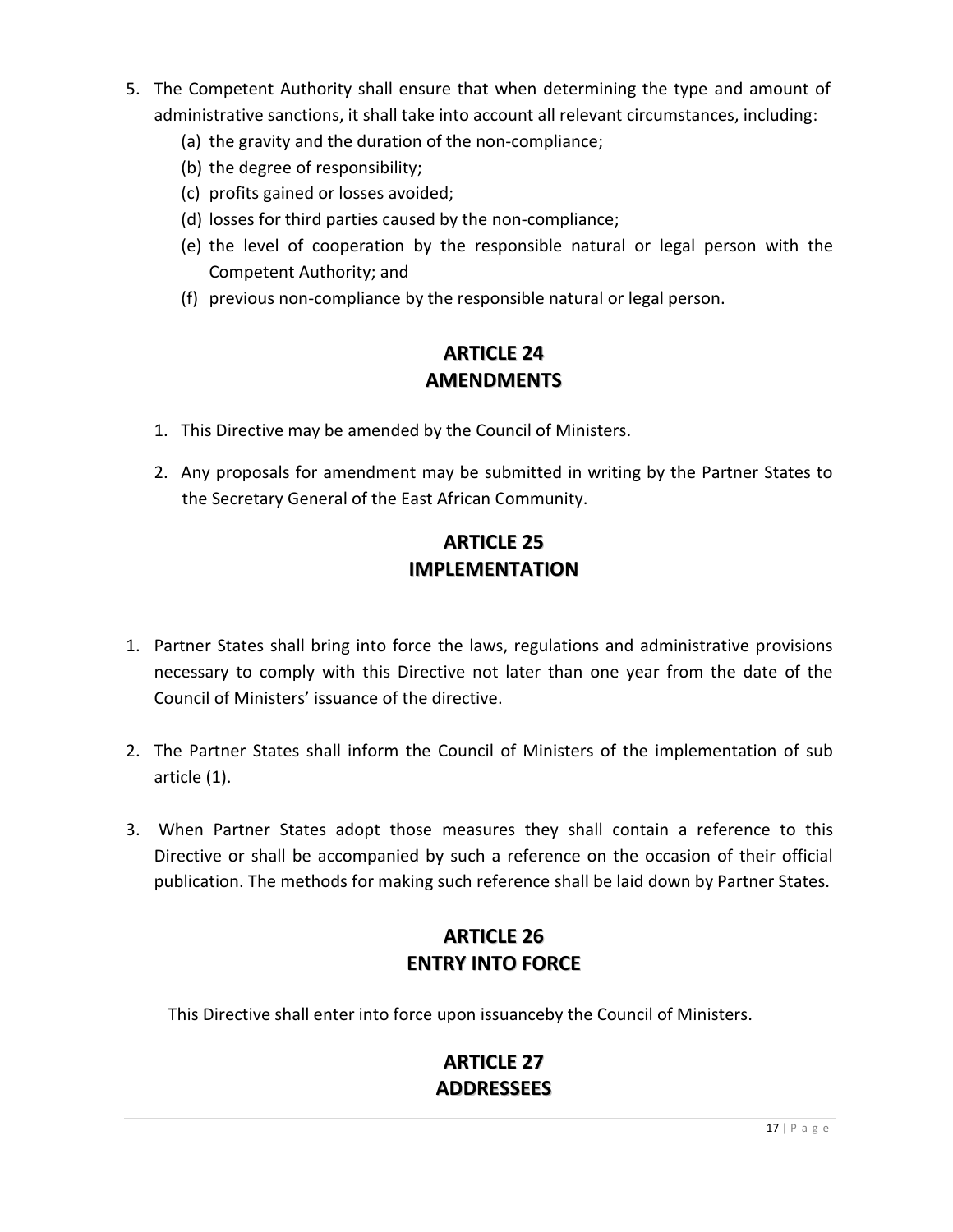5. The Competent Authority shall ensure that when determining the type and amount of administrative sanctions, it shall take into account all relevant circumstances, including:
   (a) the gravity and the duration of the non-compliance;
   (b) the degree of responsibility;
   (c) profits gained or losses avoided;
   (d) losses for third parties caused by the non-compliance;
   (e) the level of cooperation by the responsible natural or legal person with the Competent Authority; and
   (f) previous non-compliance by the responsible natural or legal person.

## ARTICLE 24
## AMENDMENTS

1. This Directive may be amended by the Council of Ministers.

2. Any proposals for amendment may be submitted in writing by the Partner States to the Secretary General of the East African Community.

## ARTICLE 25
## IMPLEMENTATION

1. Partner States shall bring into force the laws, regulations and administrative provisions necessary to comply with this Directive not later than one year from the date of the Council of Ministers' issuance of the directive.

2. The Partner States shall inform the Council of Ministers of the implementation of sub article (1).

3. When Partner States adopt those measures they shall contain a reference to this Directive or shall be accompanied by such a reference on the occasion of their official publication. The methods for making such reference shall be laid down by Partner States.

## ARTICLE 26
## ENTRY INTO FORCE

This Directive shall enter into force upon issuanceby the Council of Ministers.

## ARTICLE 27
## ADDRESSEES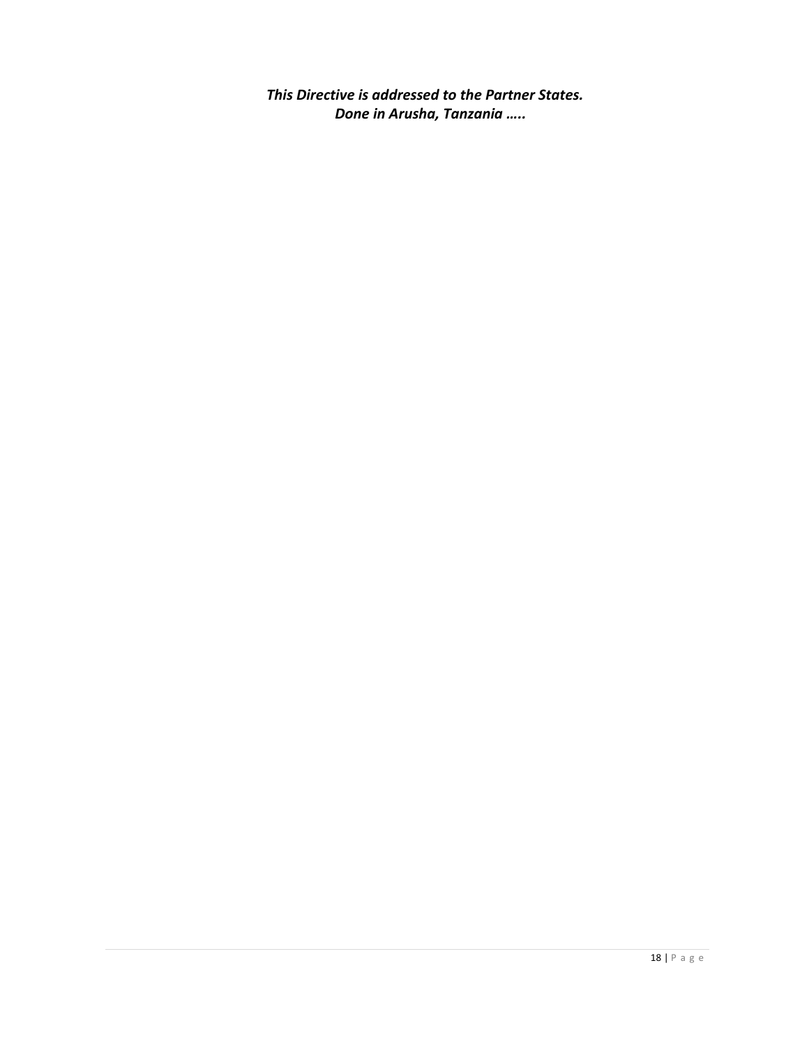***This Directive is addressed to the Partner States.***
***Done in Arusha, Tanzania …..***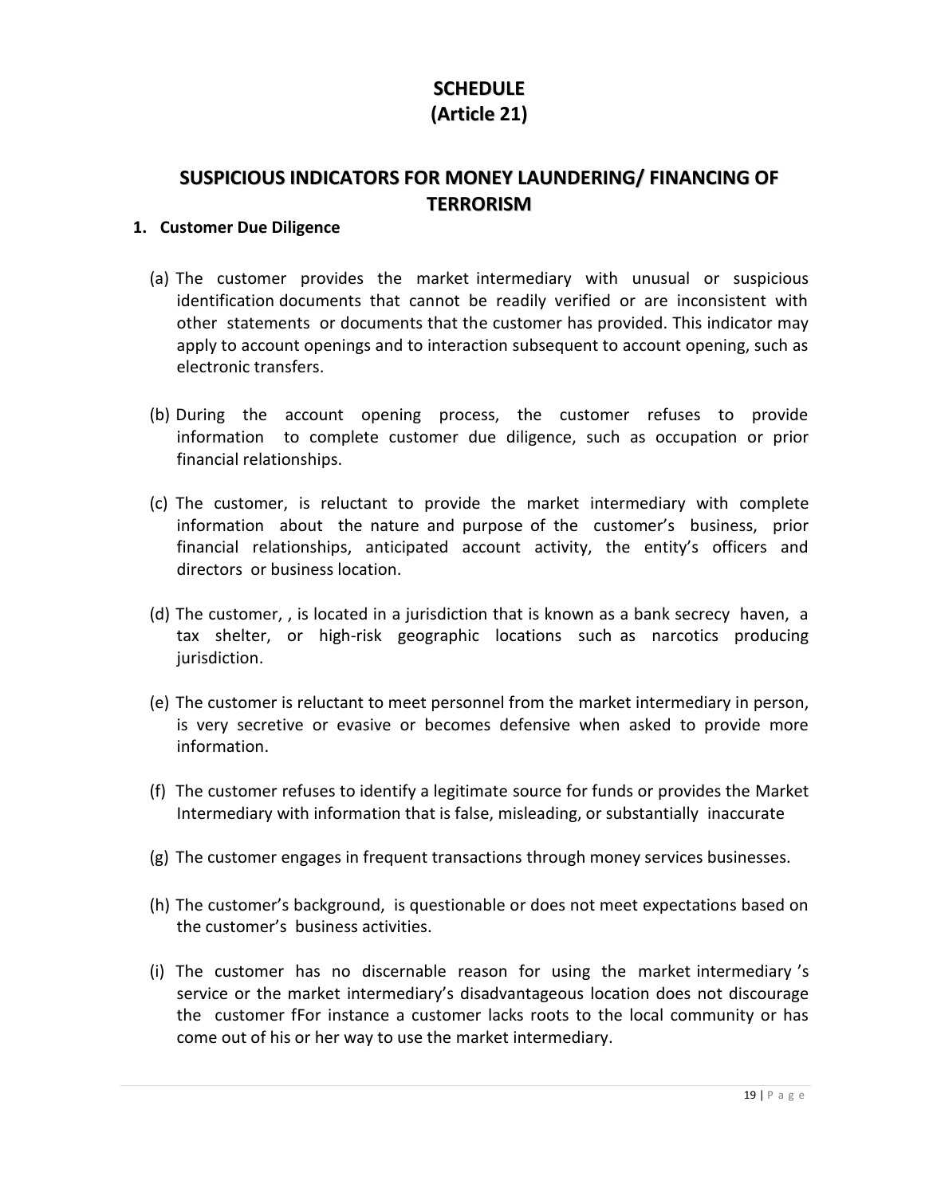# SCHEDULE
# (Article 21)

## SUSPICIOUS INDICATORS FOR MONEY LAUNDERING/ FINANCING OF TERRORISM

**1. Customer Due Diligence**

(a) The customer provides the market intermediary with unusual or suspicious identification documents that cannot be readily verified or are inconsistent with other statements or documents that the customer has provided. This indicator may apply to account openings and to interaction subsequent to account opening, such as electronic transfers.

(b) During the account opening process, the customer refuses to provide information to complete customer due diligence, such as occupation or prior financial relationships.

(c) The customer, is reluctant to provide the market intermediary with complete information about the nature and purpose of the customer's business, prior financial relationships, anticipated account activity, the entity's officers and directors or business location.

(d) The customer, , is located in a jurisdiction that is known as a bank secrecy haven, a tax shelter, or high-risk geographic locations such as narcotics producing jurisdiction.

(e) The customer is reluctant to meet personnel from the market intermediary in person, is very secretive or evasive or becomes defensive when asked to provide more information.

(f) The customer refuses to identify a legitimate source for funds or provides the Market Intermediary with information that is false, misleading, or substantially inaccurate

(g) The customer engages in frequent transactions through money services businesses.

(h) The customer's background, is questionable or does not meet expectations based on the customer's business activities.

(i) The customer has no discernable reason for using the market intermediary 's service or the market intermediary's disadvantageous location does not discourage the customer fFor instance a customer lacks roots to the local community or has come out of his or her way to use the market intermediary.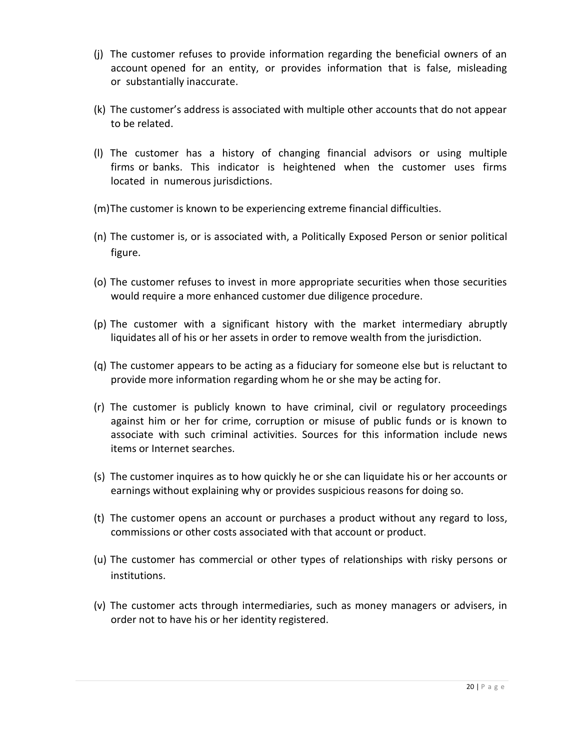(j) The customer refuses to provide information regarding the beneficial owners of an account opened for an entity, or provides information that is false, misleading or substantially inaccurate.

(k) The customer's address is associated with multiple other accounts that do not appear to be related.

(l) The customer has a history of changing financial advisors or using multiple firms or banks. This indicator is heightened when the customer uses firms located in numerous jurisdictions.

(m) The customer is known to be experiencing extreme financial difficulties.

(n) The customer is, or is associated with, a Politically Exposed Person or senior political figure.

(o) The customer refuses to invest in more appropriate securities when those securities would require a more enhanced customer due diligence procedure.

(p) The customer with a significant history with the market intermediary abruptly liquidates all of his or her assets in order to remove wealth from the jurisdiction.

(q) The customer appears to be acting as a fiduciary for someone else but is reluctant to provide more information regarding whom he or she may be acting for.

(r) The customer is publicly known to have criminal, civil or regulatory proceedings against him or her for crime, corruption or misuse of public funds or is known to associate with such criminal activities. Sources for this information include news items or Internet searches.

(s) The customer inquires as to how quickly he or she can liquidate his or her accounts or earnings without explaining why or provides suspicious reasons for doing so.

(t) The customer opens an account or purchases a product without any regard to loss, commissions or other costs associated with that account or product.

(u) The customer has commercial or other types of relationships with risky persons or institutions.

(v) The customer acts through intermediaries, such as money managers or advisers, in order not to have his or her identity registered.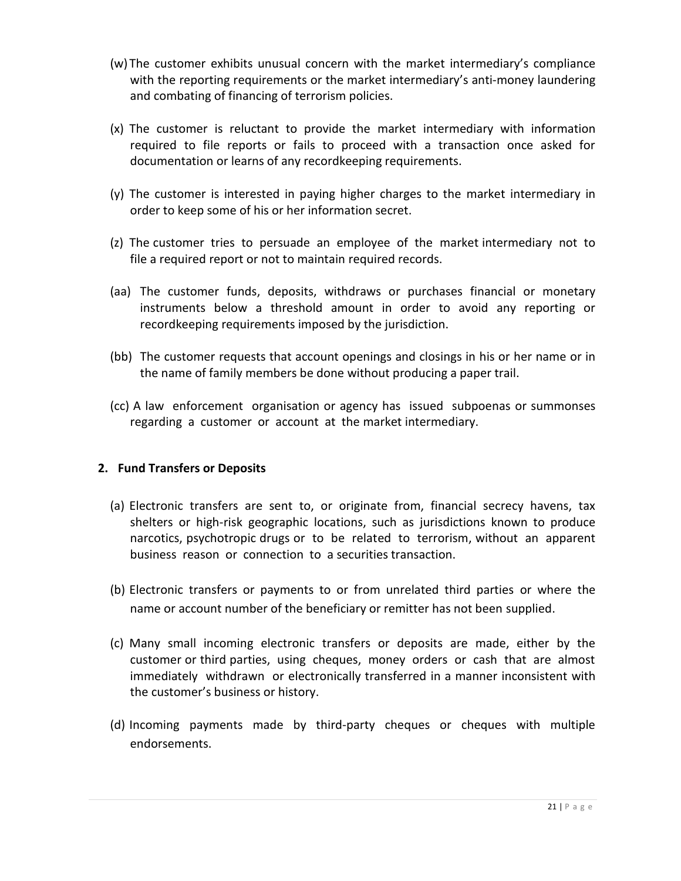(w) The customer exhibits unusual concern with the market intermediary's compliance with the reporting requirements or the market intermediary's anti-money laundering and combating of financing of terrorism policies.

(x) The customer is reluctant to provide the market intermediary with information required to file reports or fails to proceed with a transaction once asked for documentation or learns of any recordkeeping requirements.

(y) The customer is interested in paying higher charges to the market intermediary in order to keep some of his or her information secret.

(z) The customer tries to persuade an employee of the market intermediary not to file a required report or not to maintain required records.

(aa) The customer funds, deposits, withdraws or purchases financial or monetary instruments below a threshold amount in order to avoid any reporting or recordkeeping requirements imposed by the jurisdiction.

(bb) The customer requests that account openings and closings in his or her name or in the name of family members be done without producing a paper trail.

(cc) A law enforcement organisation or agency has issued subpoenas or summonses regarding a customer or account at the market intermediary.

**2. Fund Transfers or Deposits**

(a) Electronic transfers are sent to, or originate from, financial secrecy havens, tax shelters or high-risk geographic locations, such as jurisdictions known to produce narcotics, psychotropic drugs or to be related to terrorism, without an apparent business reason or connection to a securities transaction.

(b) Electronic transfers or payments to or from unrelated third parties or where the name or account number of the beneficiary or remitter has not been supplied.

(c) Many small incoming electronic transfers or deposits are made, either by the customer or third parties, using cheques, money orders or cash that are almost immediately withdrawn or electronically transferred in a manner inconsistent with the customer's business or history.

(d) Incoming payments made by third-party cheques or cheques with multiple endorsements.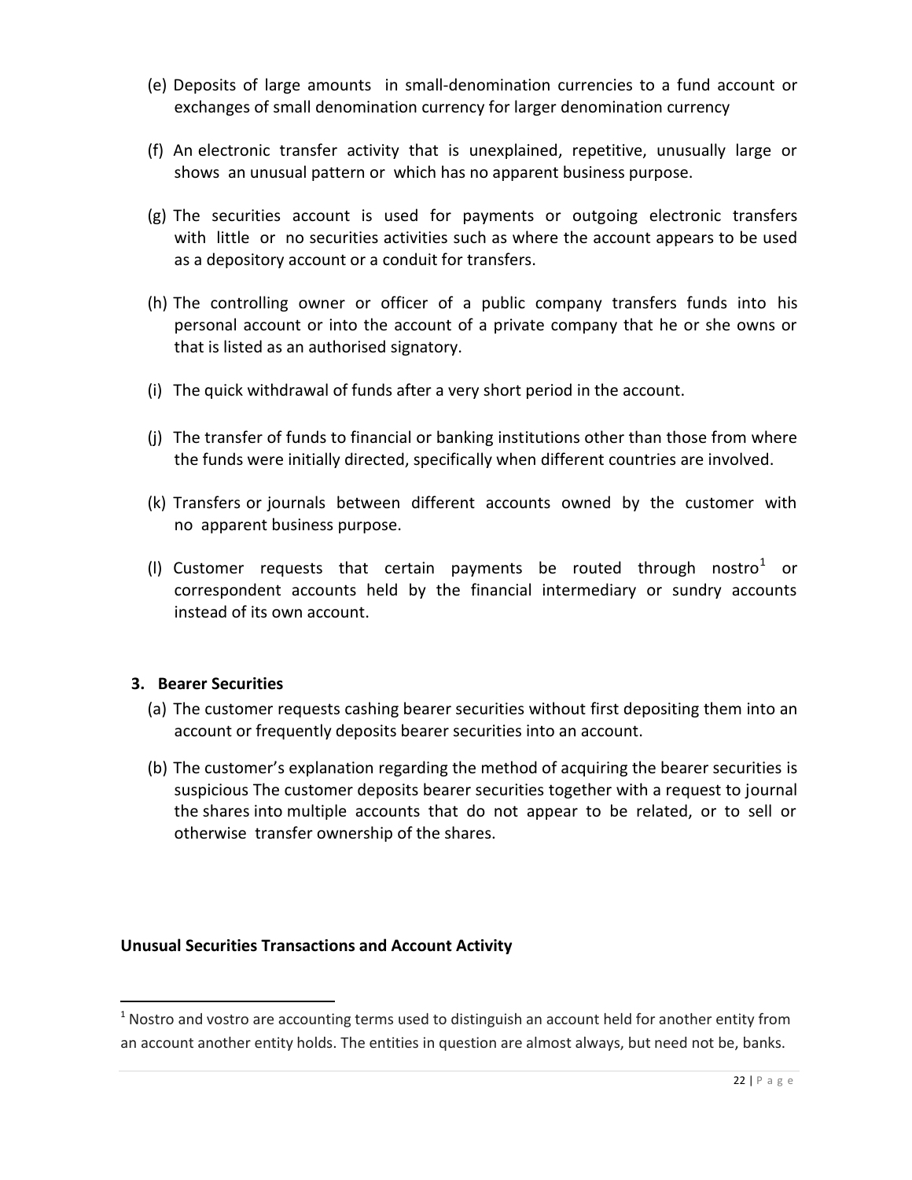(e) Deposits of large amounts in small-denomination currencies to a fund account or exchanges of small denomination currency for larger denomination currency

(f) An electronic transfer activity that is unexplained, repetitive, unusually large or shows an unusual pattern or which has no apparent business purpose.

(g) The securities account is used for payments or outgoing electronic transfers with little or no securities activities such as where the account appears to be used as a depository account or a conduit for transfers.

(h) The controlling owner or officer of a public company transfers funds into his personal account or into the account of a private company that he or she owns or that is listed as an authorised signatory.

(i) The quick withdrawal of funds after a very short period in the account.

(j) The transfer of funds to financial or banking institutions other than those from where the funds were initially directed, specifically when different countries are involved.

(k) Transfers or journals between different accounts owned by the customer with no apparent business purpose.

(l) Customer requests that certain payments be routed through nostro[1] or correspondent accounts held by the financial intermediary or sundry accounts instead of its own account.

**3. Bearer Securities**

(a) The customer requests cashing bearer securities without first depositing them into an account or frequently deposits bearer securities into an account.

(b) The customer's explanation regarding the method of acquiring the bearer securities is suspicious The customer deposits bearer securities together with a request to journal the shares into multiple accounts that do not appear to be related, or to sell or otherwise transfer ownership of the shares.

**Unusual Securities Transactions and Account Activity**

[1] Nostro and vostro are accounting terms used to distinguish an account held for another entity from an account another entity holds. The entities in question are almost always, but need not be, banks.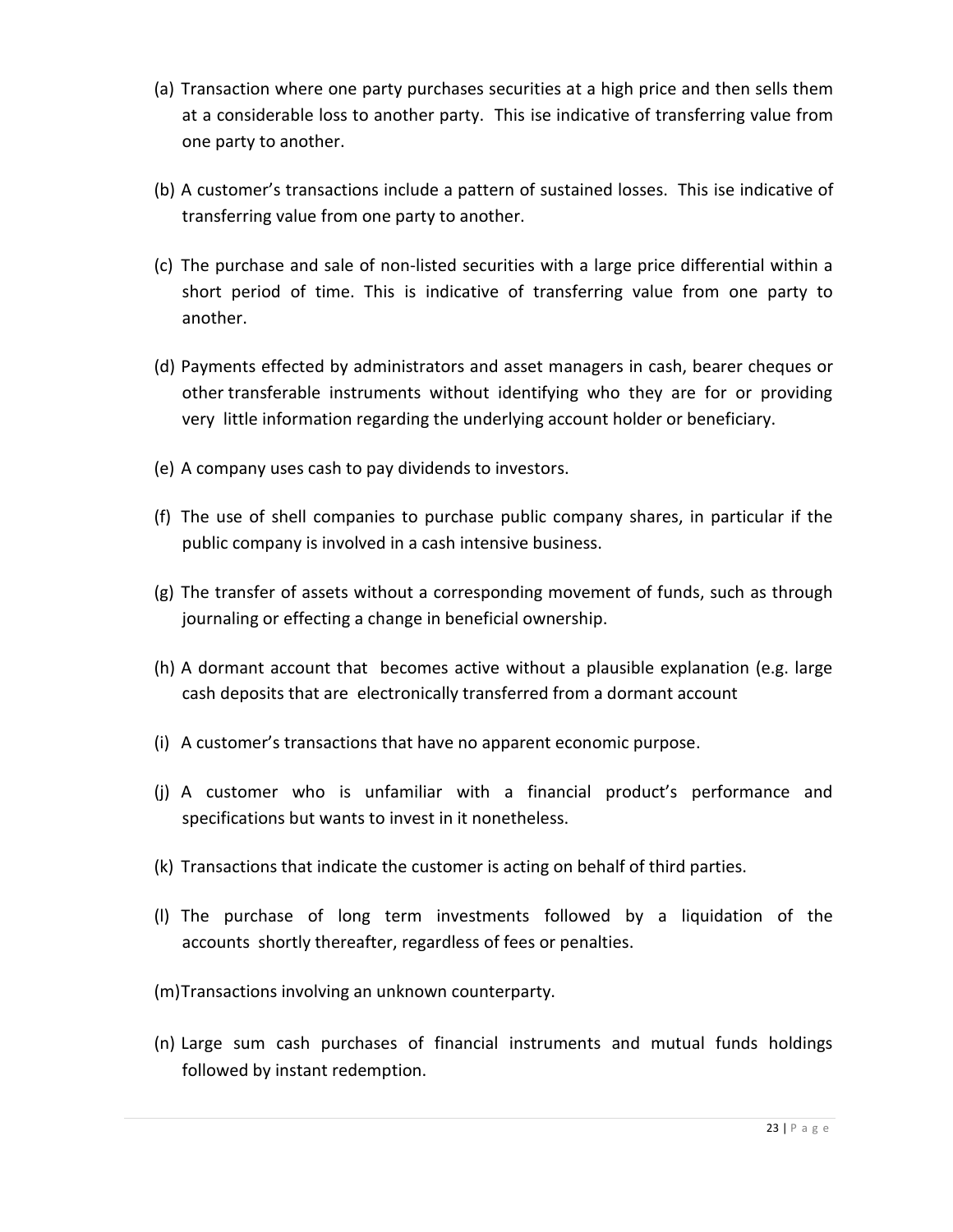(a) Transaction where one party purchases securities at a high price and then sells them at a considerable loss to another party. This ise indicative of transferring value from one party to another.

(b) A customer's transactions include a pattern of sustained losses. This ise indicative of transferring value from one party to another.

(c) The purchase and sale of non-listed securities with a large price differential within a short period of time. This is indicative of transferring value from one party to another.

(d) Payments effected by administrators and asset managers in cash, bearer cheques or other transferable instruments without identifying who they are for or providing very little information regarding the underlying account holder or beneficiary.

(e) A company uses cash to pay dividends to investors.

(f) The use of shell companies to purchase public company shares, in particular if the public company is involved in a cash intensive business.

(g) The transfer of assets without a corresponding movement of funds, such as through journaling or effecting a change in beneficial ownership.

(h) A dormant account that becomes active without a plausible explanation (e.g. large cash deposits that are electronically transferred from a dormant account

(i) A customer's transactions that have no apparent economic purpose.

(j) A customer who is unfamiliar with a financial product's performance and specifications but wants to invest in it nonetheless.

(k) Transactions that indicate the customer is acting on behalf of third parties.

(l) The purchase of long term investments followed by a liquidation of the accounts shortly thereafter, regardless of fees or penalties.

(m) Transactions involving an unknown counterparty.

(n) Large sum cash purchases of financial instruments and mutual funds holdings followed by instant redemption.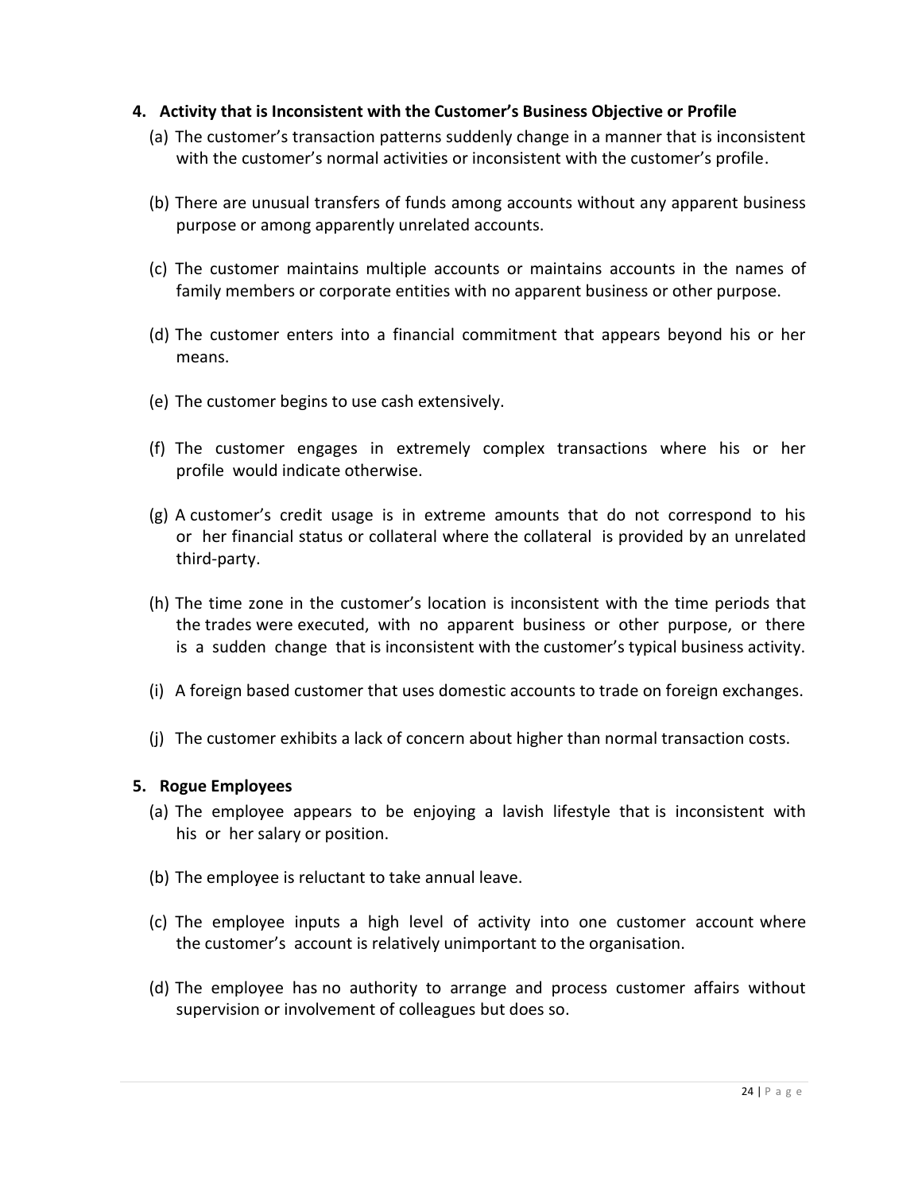4. **Activity that is Inconsistent with the Customer's Business Objective or Profile**

   (a) The customer's transaction patterns suddenly change in a manner that is inconsistent with the customer's normal activities or inconsistent with the customer's profile.

   (b) There are unusual transfers of funds among accounts without any apparent business purpose or among apparently unrelated accounts.

   (c) The customer maintains multiple accounts or maintains accounts in the names of family members or corporate entities with no apparent business or other purpose.

   (d) The customer enters into a financial commitment that appears beyond his or her means.

   (e) The customer begins to use cash extensively.

   (f) The customer engages in extremely complex transactions where his or her profile would indicate otherwise.

   (g) A customer's credit usage is in extreme amounts that do not correspond to his or her financial status or collateral where the collateral is provided by an unrelated third-party.

   (h) The time zone in the customer's location is inconsistent with the time periods that the trades were executed, with no apparent business or other purpose, or there is a sudden change that is inconsistent with the customer's typical business activity.

   (i) A foreign based customer that uses domestic accounts to trade on foreign exchanges.

   (j) The customer exhibits a lack of concern about higher than normal transaction costs.

5. **Rogue Employees**

   (a) The employee appears to be enjoying a lavish lifestyle that is inconsistent with his or her salary or position.

   (b) The employee is reluctant to take annual leave.

   (c) The employee inputs a high level of activity into one customer account where the customer's account is relatively unimportant to the organisation.

   (d) The employee has no authority to arrange and process customer affairs without supervision or involvement of colleagues but does so.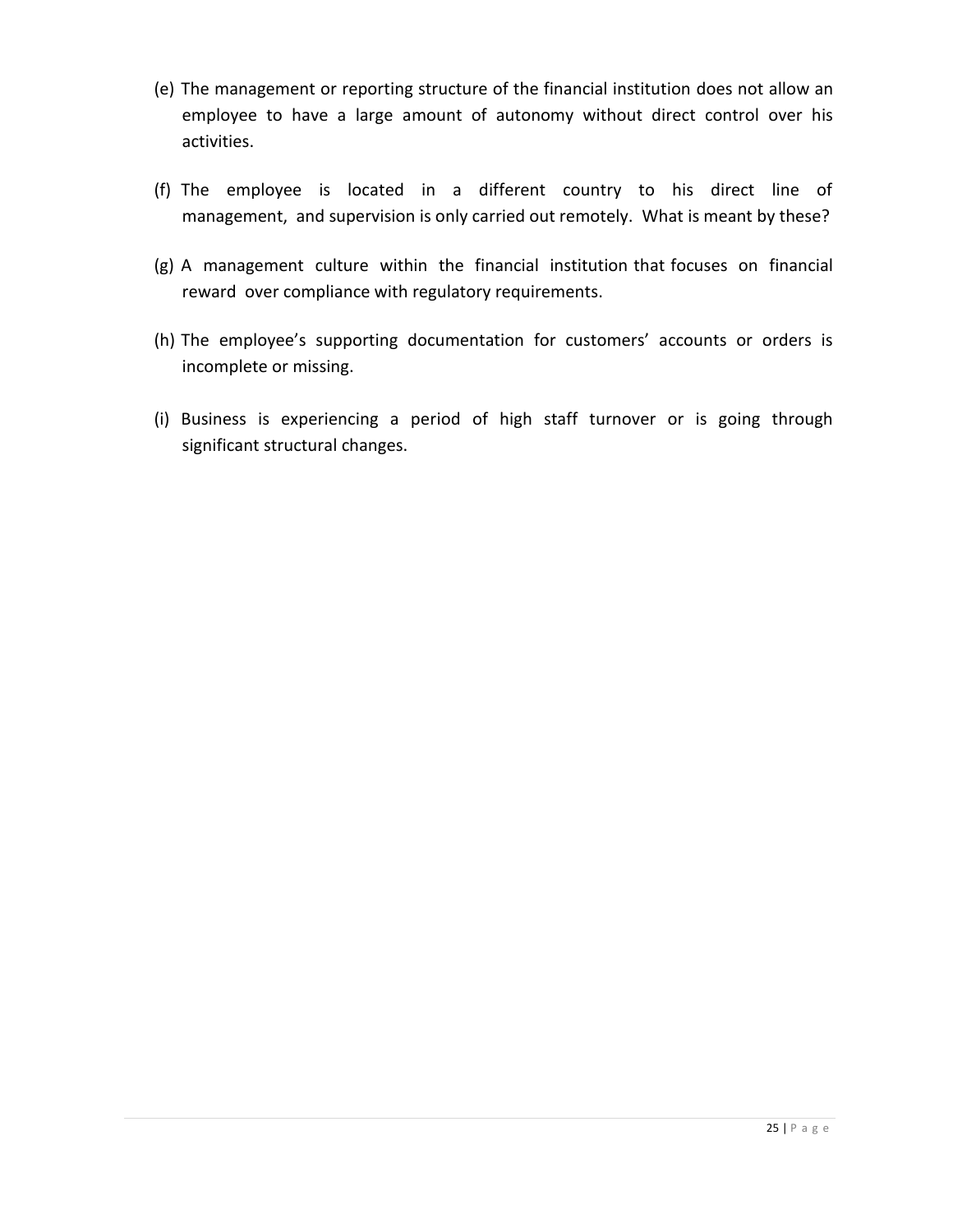(e) The management or reporting structure of the financial institution does not allow an employee to have a large amount of autonomy without direct control over his activities.

(f) The employee is located in a different country to his direct line of management, and supervision is only carried out remotely. What is meant by these?

(g) A management culture within the financial institution that focuses on financial reward over compliance with regulatory requirements.

(h) The employee's supporting documentation for customers' accounts or orders is incomplete or missing.

(i) Business is experiencing a period of high staff turnover or is going through significant structural changes.